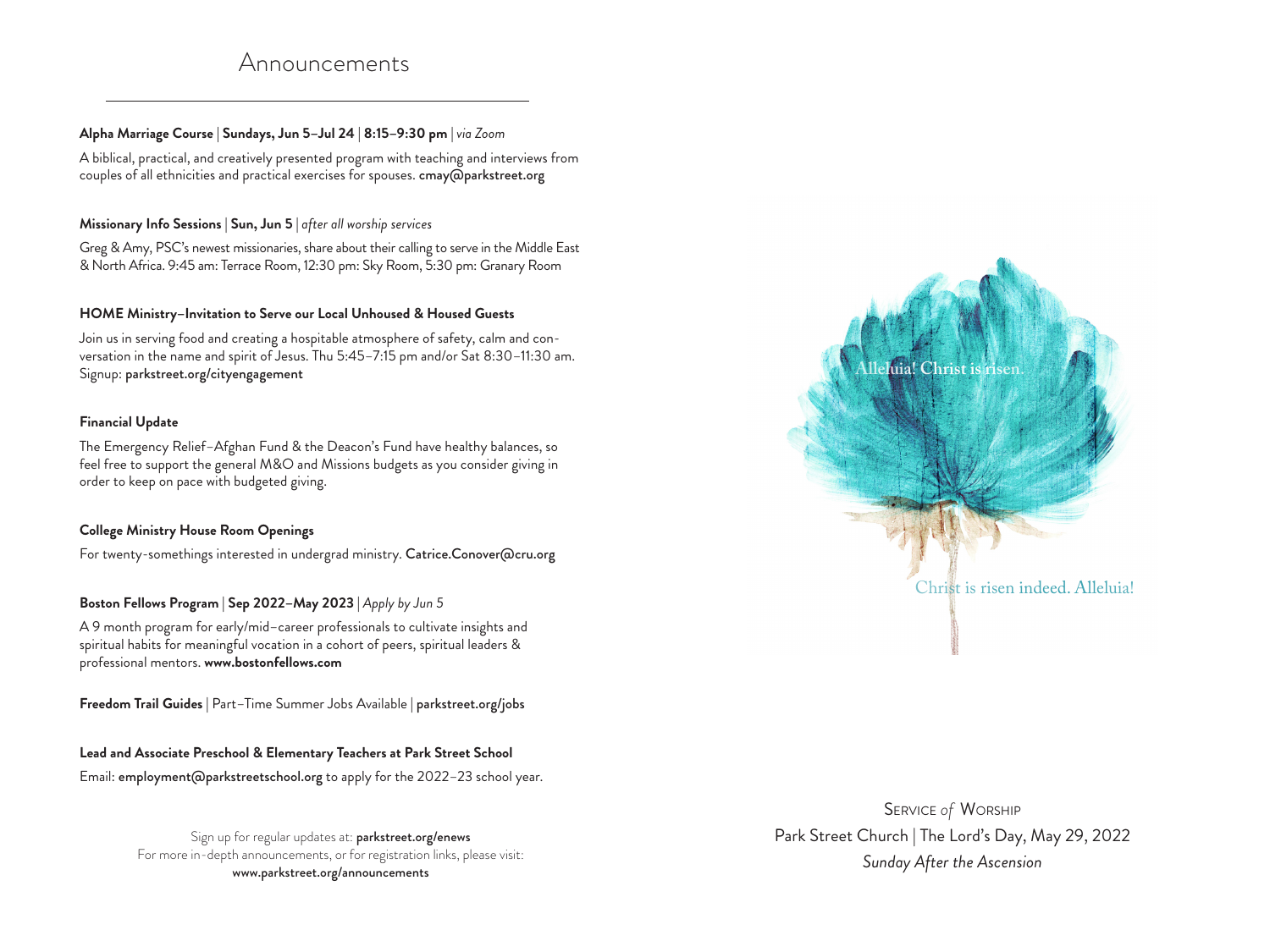# Announcements

**Alpha Marriage Course** | **Sundays, Jun 5–Jul 24** | **8:15–9:30 pm** | *via Zoom*

A biblical, practical, and creatively presented program with teaching and interviews from couples of all ethnicities and practical exercises for spouses. **cmay@parkstreet.org**

**Missionary Info Sessions** | **Sun, Jun 5** | *after all worship services*

Greg & Amy, PSC's newest missionaries, share about their calling to serve in the Middle East & North Africa. 9:45 am: Terrace Room, 12:30 pm: Sky Room, 5:30 pm: Granary Room

**HOME Ministry–Invitation to Serve our Local Unhoused & Housed Guests**

Join us in serving food and creating a hospitable atmosphere of safety, calm and conversation in the name and spirit of Jesus. Thu 5:45–7:15 pm and/or Sat 8:30–11:30 am. Signup: **parkstreet.org/cityengagement**

**Financial Update**

The Emergency Relief–Afghan Fund & the Deacon's Fund have healthy balances, so feel free to support the general M&O and Missions budgets as you consider giving in order to keep on pace with budgeted giving.

**College Ministry House Room Openings**

For twenty-somethings interested in undergrad ministry. **Catrice.Conover@cru.org**

**Boston Fellows Program** | **Sep 2022–May 2023** | *Apply by Jun 5*

A 9 month program for early/mid–career professionals to cultivate insights and spiritual habits for meaningful vocation in a cohort of peers, spiritual leaders & professional mentors. **www.bostonfellows.com**

**Freedom Trail Guides** | Part–Time Summer Jobs Available | **parkstreet.org/jobs**

**Lead and Associate Preschool & Elementary Teachers at Park Street School**

Email: **employment@parkstreetschool.org** to apply for the 2022–23 school year.

Sign up for regular updates at: **parkstreet.org/enews**
For more in-depth announcements, or for registration links, please visit:
**www.parkstreet.org/announcements**

Alleluia! Christ is risen.

Christ is risen indeed. Alleluia!

Service *of* Worship
Park Street Church | The Lord's Day, May 29, 2022
*Sunday After the Ascension*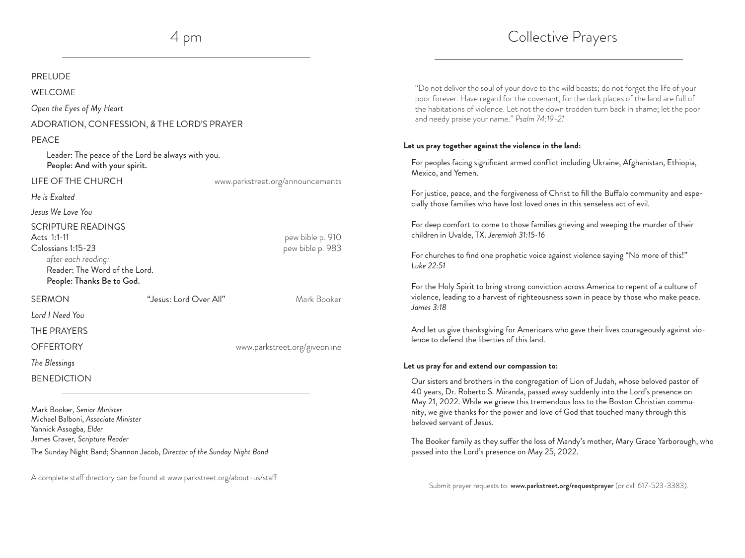# 4 pm

PRELUDE

WELCOME

*Open the Eyes of My Heart*

ADORATION, CONFESSION, & THE LORD'S PRAYER

PEACE

Leader: The peace of the Lord be always with you.
**People: And with your spirit.**

LIFE OF THE CHURCH www.parkstreet.org/announcements

*He is Exalted*

*Jesus We Love You*

SCRIPTURE READINGS

Acts 1:1-11 pew bible p. 910

Colossians 1:15-23 pew bible p. 983

*after each reading:*
Reader: The Word of the Lord.
**People: Thanks Be to God.**

SERMON "Jesus: Lord Over All" Mark Booker

*Lord I Need You*

THE PRAYERS

OFFERTORY www.parkstreet.org/giveonline

*The Blessings*

BENEDICTION

Mark Booker, *Senior Minister*
Michael Balboni, *Associate Minister*
Yannick Assogba, *Elder*
James Craver, *Scripture Reader*

The Sunday Night Band; Shannon Jacob, *Director of the Sunday Night Band*

A complete staff directory can be found at www.parkstreet.org/about-us/staff

# Collective Prayers

"Do not deliver the soul of your dove to the wild beasts; do not forget the life of your poor forever. Have regard for the covenant, for the dark places of the land are full of the habitations of violence. Let not the down trodden turn back in shame; let the poor and needy praise your name." *Psalm 74:19-21*

**Let us pray together against the violence in the land:**

For peoples facing significant armed conflict including Ukraine, Afghanistan, Ethiopia, Mexico, and Yemen.

For justice, peace, and the forgiveness of Christ to fill the Buffalo community and especially those families who have lost loved ones in this senseless act of evil.

For deep comfort to come to those families grieving and weeping the murder of their children in Uvalde, TX. *Jeremiah 31:15-16*

For churches to find one prophetic voice against violence saying "No more of this!" *Luke 22:51*

For the Holy Spirit to bring strong conviction across America to repent of a culture of violence, leading to a harvest of righteousness sown in peace by those who make peace. *James 3:18*

And let us give thanksgiving for Americans who gave their lives courageously against violence to defend the liberties of this land.

**Let us pray for and extend our compassion to:**

Our sisters and brothers in the congregation of Lion of Judah, whose beloved pastor of 40 years, Dr. Roberto S. Miranda, passed away suddenly into the Lord's presence on May 21, 2022. While we grieve this tremendous loss to the Boston Christian community, we give thanks for the power and love of God that touched many through this beloved servant of Jesus.

The Booker family as they suffer the loss of Mandy's mother, Mary Grace Yarborough, who passed into the Lord's presence on May 25, 2022.

Submit prayer requests to: **www.parkstreet.org/requestprayer** (or call 617-523-3383).